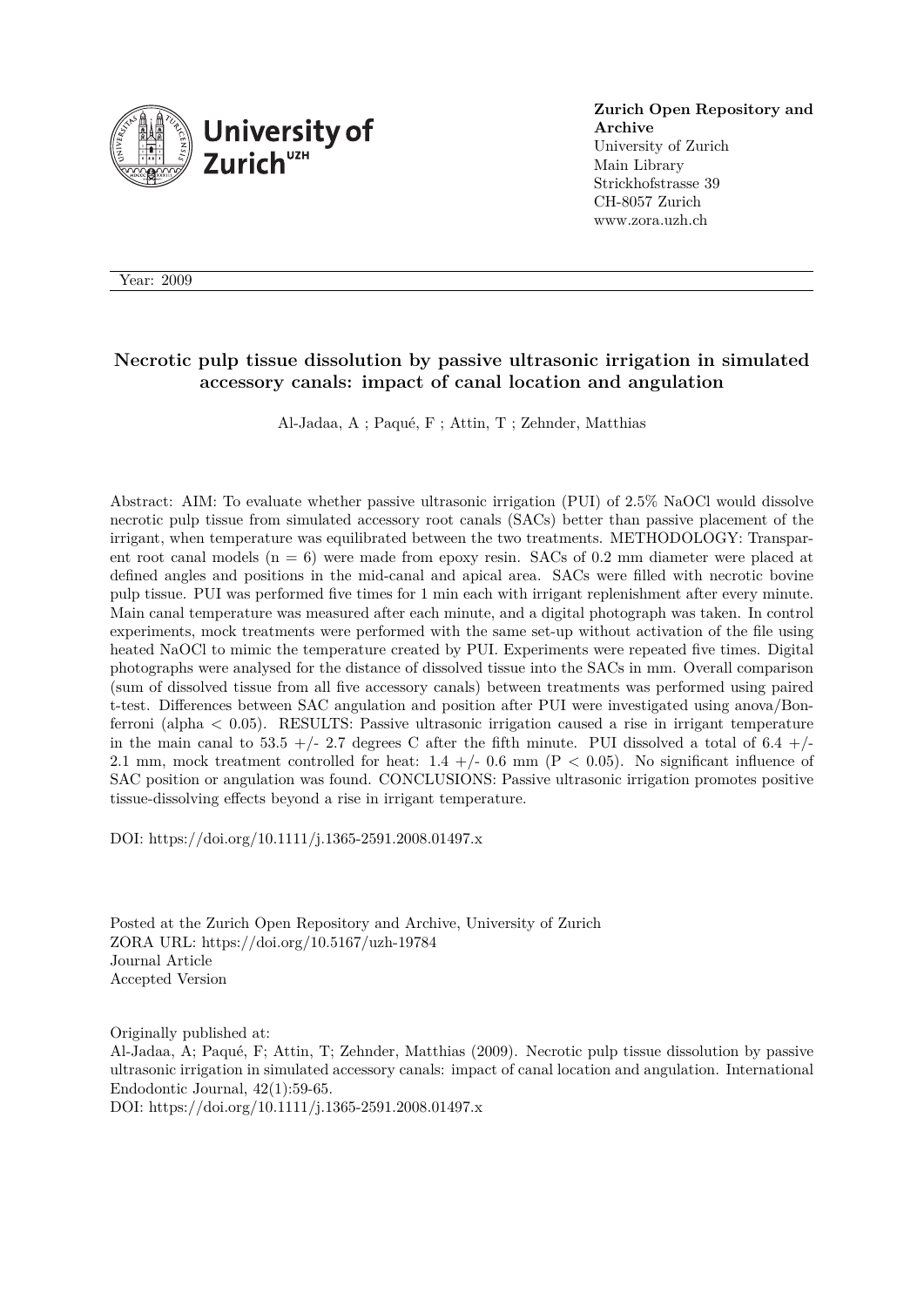**Zurich Open Repository and Archive**
University of Zurich
Main Library
Strickhofstrasse 39
CH-8057 Zurich
www.zora.uzh.ch

Year: 2009

# Necrotic pulp tissue dissolution by passive ultrasonic irrigation in simulated accessory canals: impact of canal location and angulation

Al-Jadaa, A ; Paqué, F ; Attin, T ; Zehnder, Matthias

Abstract: AIM: To evaluate whether passive ultrasonic irrigation (PUI) of 2.5% NaOCl would dissolve necrotic pulp tissue from simulated accessory root canals (SACs) better than passive placement of the irrigant, when temperature was equilibrated between the two treatments. METHODOLOGY: Transparent root canal models (n = 6) were made from epoxy resin. SACs of 0.2 mm diameter were placed at defined angles and positions in the mid-canal and apical area. SACs were filled with necrotic bovine pulp tissue. PUI was performed five times for 1 min each with irrigant replenishment after every minute. Main canal temperature was measured after each minute, and a digital photograph was taken. In control experiments, mock treatments were performed with the same set-up without activation of the file using heated NaOCl to mimic the temperature created by PUI. Experiments were repeated five times. Digital photographs were analysed for the distance of dissolved tissue into the SACs in mm. Overall comparison (sum of dissolved tissue from all five accessory canals) between treatments was performed using paired t-test. Differences between SAC angulation and position after PUI were investigated using anova/Bonferroni (alpha < 0.05). RESULTS: Passive ultrasonic irrigation caused a rise in irrigant temperature in the main canal to 53.5 +/- 2.7 degrees C after the fifth minute. PUI dissolved a total of 6.4 +/- 2.1 mm, mock treatment controlled for heat: 1.4 +/- 0.6 mm (P < 0.05). No significant influence of SAC position or angulation was found. CONCLUSIONS: Passive ultrasonic irrigation promotes positive tissue-dissolving effects beyond a rise in irrigant temperature.

DOI: https://doi.org/10.1111/j.1365-2591.2008.01497.x

Posted at the Zurich Open Repository and Archive, University of Zurich
ZORA URL: https://doi.org/10.5167/uzh-19784
Journal Article
Accepted Version

Originally published at:
Al-Jadaa, A; Paqué, F; Attin, T; Zehnder, Matthias (2009). Necrotic pulp tissue dissolution by passive ultrasonic irrigation in simulated accessory canals: impact of canal location and angulation. International Endodontic Journal, 42(1):59-65.
DOI: https://doi.org/10.1111/j.1365-2591.2008.01497.x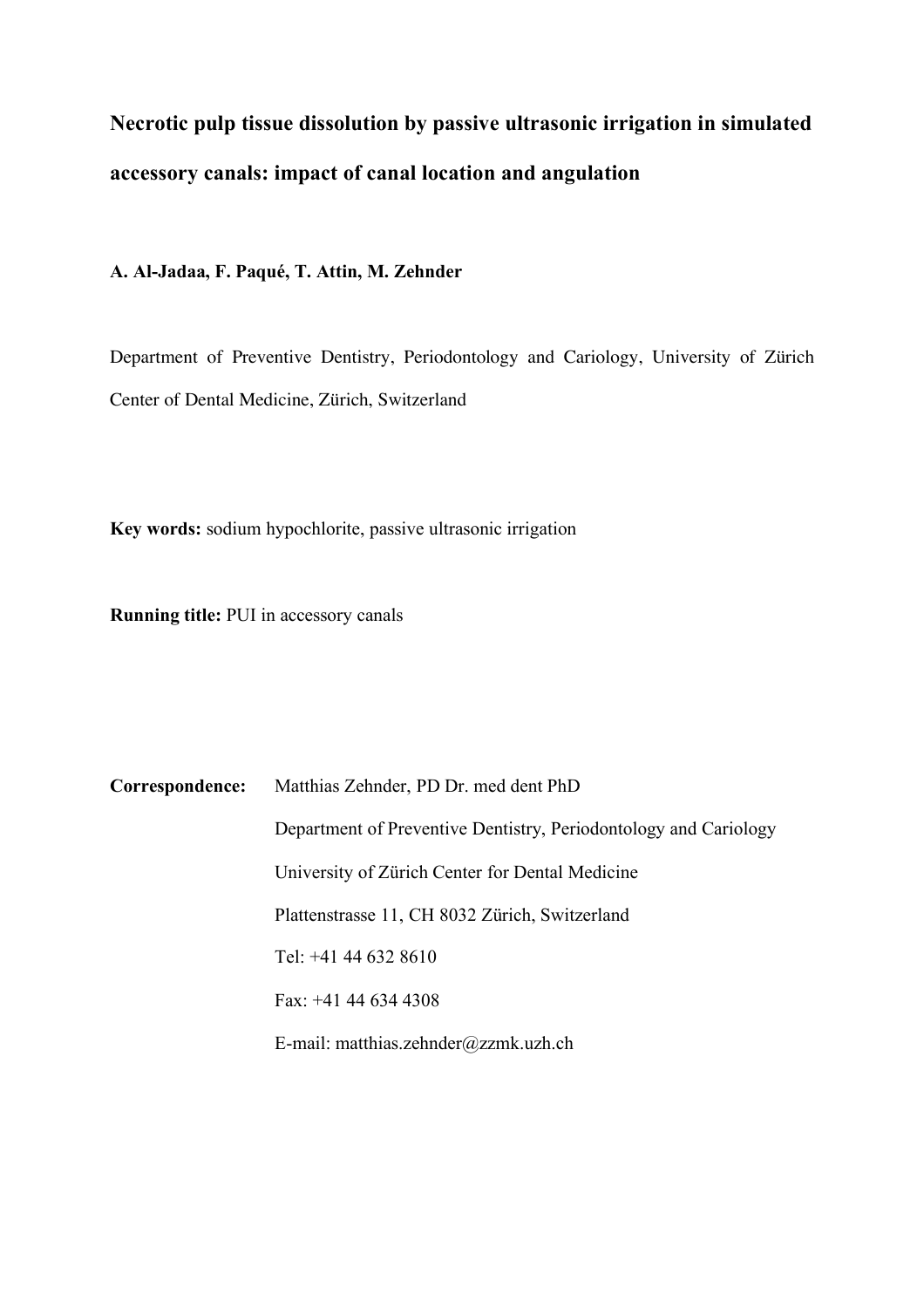# Necrotic pulp tissue dissolution by passive ultrasonic irrigation in simulated accessory canals: impact of canal location and angulation

**A. Al-Jadaa, F. Paqué, T. Attin, M. Zehnder**

Department of Preventive Dentistry, Periodontology and Cariology, University of Zürich Center of Dental Medicine, Zürich, Switzerland

**Key words:** sodium hypochlorite, passive ultrasonic irrigation

**Running title:** PUI in accessory canals

**Correspondence:** Matthias Zehnder, PD Dr. med dent PhD
Department of Preventive Dentistry, Periodontology and Cariology
University of Zürich Center for Dental Medicine
Plattenstrasse 11, CH 8032 Zürich, Switzerland
Tel: +41 44 632 8610
Fax: +41 44 634 4308
E-mail: matthias.zehnder@zzmk.uzh.ch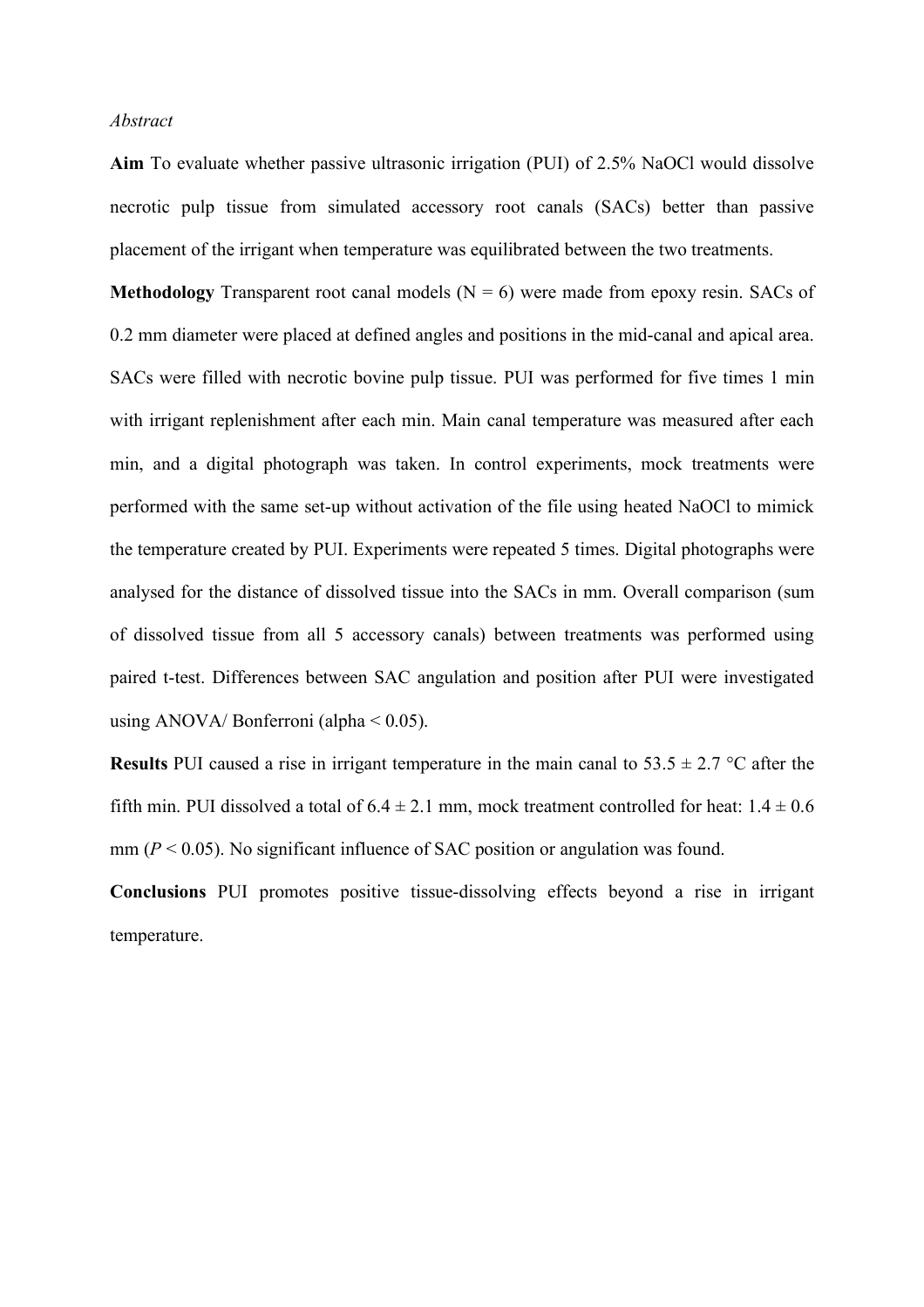*Abstract*

**Aim** To evaluate whether passive ultrasonic irrigation (PUI) of 2.5% NaOCl would dissolve necrotic pulp tissue from simulated accessory root canals (SACs) better than passive placement of the irrigant when temperature was equilibrated between the two treatments.

**Methodology** Transparent root canal models (N = 6) were made from epoxy resin. SACs of 0.2 mm diameter were placed at defined angles and positions in the mid-canal and apical area. SACs were filled with necrotic bovine pulp tissue. PUI was performed for five times 1 min with irrigant replenishment after each min. Main canal temperature was measured after each min, and a digital photograph was taken. In control experiments, mock treatments were performed with the same set-up without activation of the file using heated NaOCl to mimick the temperature created by PUI. Experiments were repeated 5 times. Digital photographs were analysed for the distance of dissolved tissue into the SACs in mm. Overall comparison (sum of dissolved tissue from all 5 accessory canals) between treatments was performed using paired t-test. Differences between SAC angulation and position after PUI were investigated using ANOVA/ Bonferroni (alpha < 0.05).

**Results** PUI caused a rise in irrigant temperature in the main canal to 53.5 ± 2.7 °C after the fifth min. PUI dissolved a total of 6.4 ± 2.1 mm, mock treatment controlled for heat: 1.4 ± 0.6 mm ($P < 0.05$). No significant influence of SAC position or angulation was found.

**Conclusions** PUI promotes positive tissue-dissolving effects beyond a rise in irrigant temperature.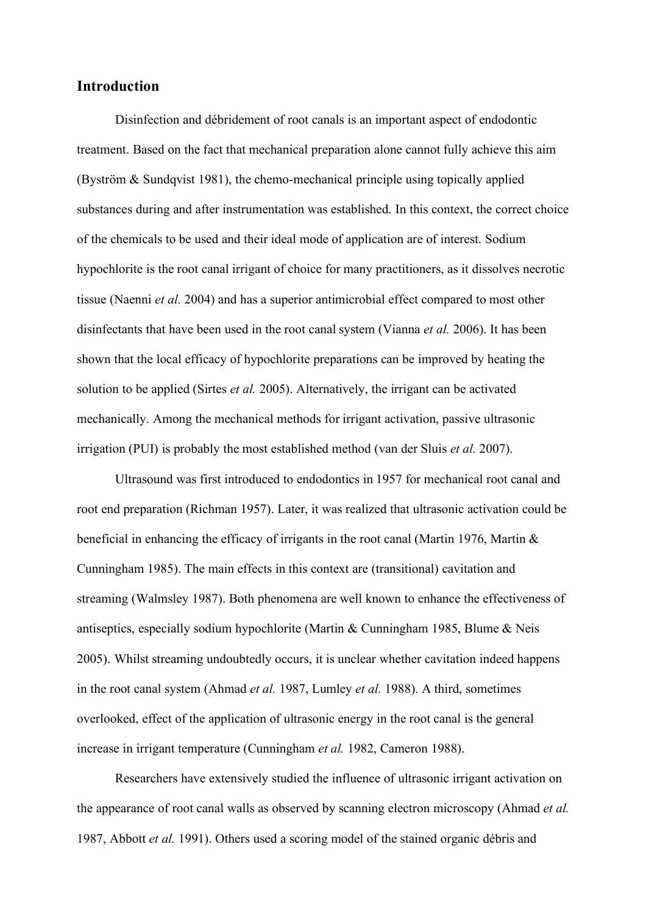## Introduction

Disinfection and débridement of root canals is an important aspect of endodontic treatment. Based on the fact that mechanical preparation alone cannot fully achieve this aim (Byström & Sundqvist 1981), the chemo-mechanical principle using topically applied substances during and after instrumentation was established. In this context, the correct choice of the chemicals to be used and their ideal mode of application are of interest. Sodium hypochlorite is the root canal irrigant of choice for many practitioners, as it dissolves necrotic tissue (Naenni *et al.* 2004) and has a superior antimicrobial effect compared to most other disinfectants that have been used in the root canal system (Vianna *et al.* 2006). It has been shown that the local efficacy of hypochlorite preparations can be improved by heating the solution to be applied (Sirtes *et al.* 2005). Alternatively, the irrigant can be activated mechanically. Among the mechanical methods for irrigant activation, passive ultrasonic irrigation (PUI) is probably the most established method (van der Sluis *et al.* 2007).

Ultrasound was first introduced to endodontics in 1957 for mechanical root canal and root end preparation (Richman 1957). Later, it was realized that ultrasonic activation could be beneficial in enhancing the efficacy of irrigants in the root canal (Martin 1976, Martin & Cunningham 1985). The main effects in this context are (transitional) cavitation and streaming (Walmsley 1987). Both phenomena are well known to enhance the effectiveness of antiseptics, especially sodium hypochlorite (Martin & Cunningham 1985, Blume & Neis 2005). Whilst streaming undoubtedly occurs, it is unclear whether cavitation indeed happens in the root canal system (Ahmad *et al.* 1987, Lumley *et al.* 1988). A third, sometimes overlooked, effect of the application of ultrasonic energy in the root canal is the general increase in irrigant temperature (Cunningham *et al.* 1982, Cameron 1988).

Researchers have extensively studied the influence of ultrasonic irrigant activation on the appearance of root canal walls as observed by scanning electron microscopy (Ahmad *et al.* 1987, Abbott *et al.* 1991). Others used a scoring model of the stained organic débris and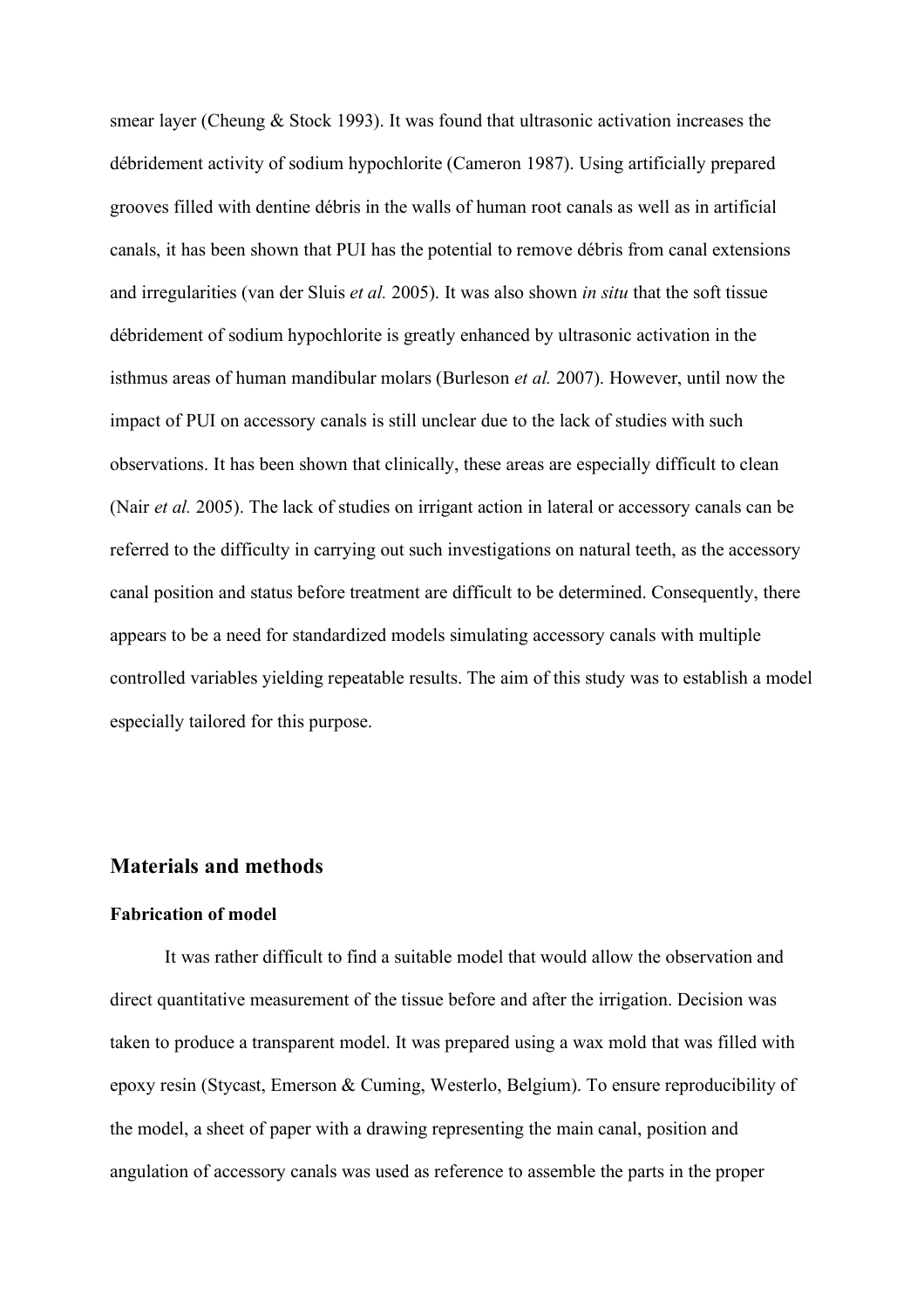smear layer (Cheung & Stock 1993). It was found that ultrasonic activation increases the débridement activity of sodium hypochlorite (Cameron 1987). Using artificially prepared grooves filled with dentine débris in the walls of human root canals as well as in artificial canals, it has been shown that PUI has the potential to remove débris from canal extensions and irregularities (van der Sluis *et al.* 2005). It was also shown *in situ* that the soft tissue débridement of sodium hypochlorite is greatly enhanced by ultrasonic activation in the isthmus areas of human mandibular molars (Burleson *et al.* 2007). However, until now the impact of PUI on accessory canals is still unclear due to the lack of studies with such observations. It has been shown that clinically, these areas are especially difficult to clean (Nair *et al.* 2005). The lack of studies on irrigant action in lateral or accessory canals can be referred to the difficulty in carrying out such investigations on natural teeth, as the accessory canal position and status before treatment are difficult to be determined. Consequently, there appears to be a need for standardized models simulating accessory canals with multiple controlled variables yielding repeatable results. The aim of this study was to establish a model especially tailored for this purpose.

## Materials and methods

### Fabrication of model

It was rather difficult to find a suitable model that would allow the observation and direct quantitative measurement of the tissue before and after the irrigation. Decision was taken to produce a transparent model. It was prepared using a wax mold that was filled with epoxy resin (Stycast, Emerson & Cuming, Westerlo, Belgium). To ensure reproducibility of the model, a sheet of paper with a drawing representing the main canal, position and angulation of accessory canals was used as reference to assemble the parts in the proper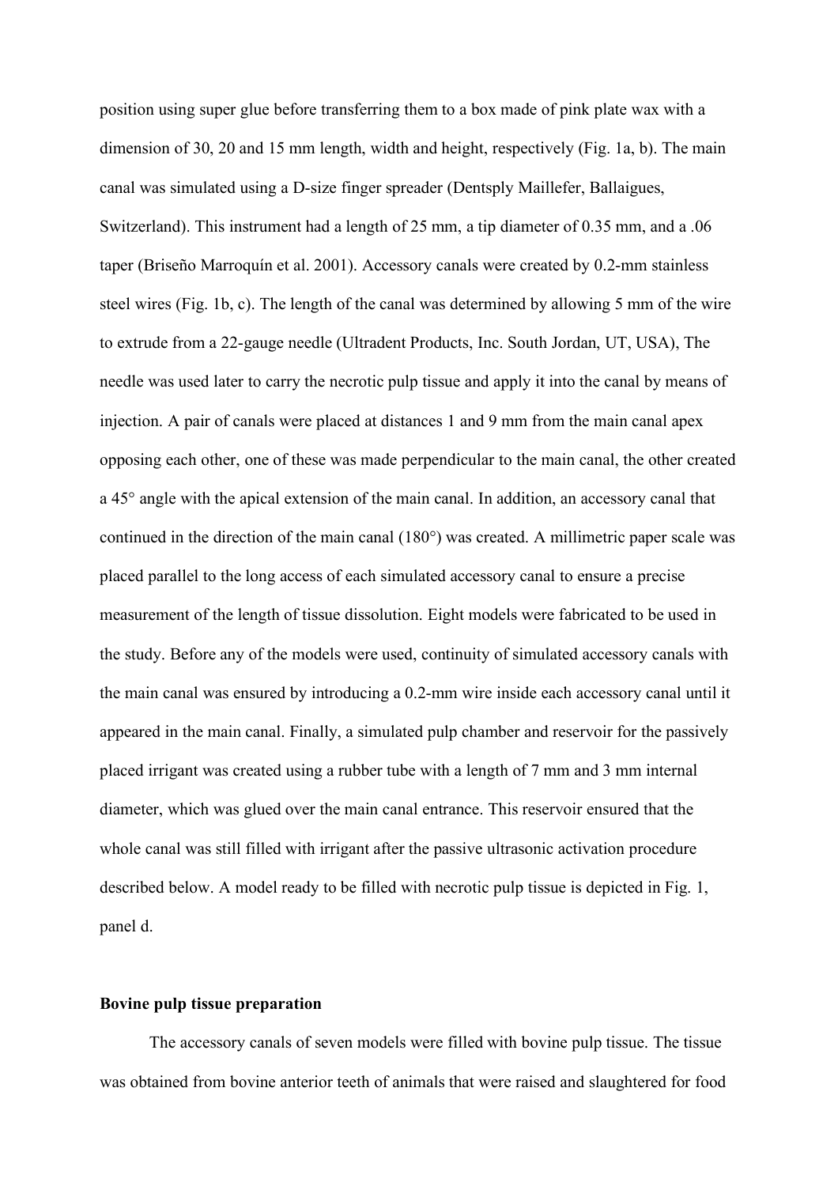position using super glue before transferring them to a box made of pink plate wax with a dimension of 30, 20 and 15 mm length, width and height, respectively (Fig. 1a, b). The main canal was simulated using a D-size finger spreader (Dentsply Maillefer, Ballaigues, Switzerland). This instrument had a length of 25 mm, a tip diameter of 0.35 mm, and a .06 taper (Briseño Marroquín et al. 2001). Accessory canals were created by 0.2-mm stainless steel wires (Fig. 1b, c). The length of the canal was determined by allowing 5 mm of the wire to extrude from a 22-gauge needle (Ultradent Products, Inc. South Jordan, UT, USA), The needle was used later to carry the necrotic pulp tissue and apply it into the canal by means of injection. A pair of canals were placed at distances 1 and 9 mm from the main canal apex opposing each other, one of these was made perpendicular to the main canal, the other created a 45° angle with the apical extension of the main canal. In addition, an accessory canal that continued in the direction of the main canal (180°) was created. A millimetric paper scale was placed parallel to the long access of each simulated accessory canal to ensure a precise measurement of the length of tissue dissolution. Eight models were fabricated to be used in the study. Before any of the models were used, continuity of simulated accessory canals with the main canal was ensured by introducing a 0.2-mm wire inside each accessory canal until it appeared in the main canal. Finally, a simulated pulp chamber and reservoir for the passively placed irrigant was created using a rubber tube with a length of 7 mm and 3 mm internal diameter, which was glued over the main canal entrance. This reservoir ensured that the whole canal was still filled with irrigant after the passive ultrasonic activation procedure described below. A model ready to be filled with necrotic pulp tissue is depicted in Fig. 1, panel d.

**Bovine pulp tissue preparation**

The accessory canals of seven models were filled with bovine pulp tissue. The tissue was obtained from bovine anterior teeth of animals that were raised and slaughtered for food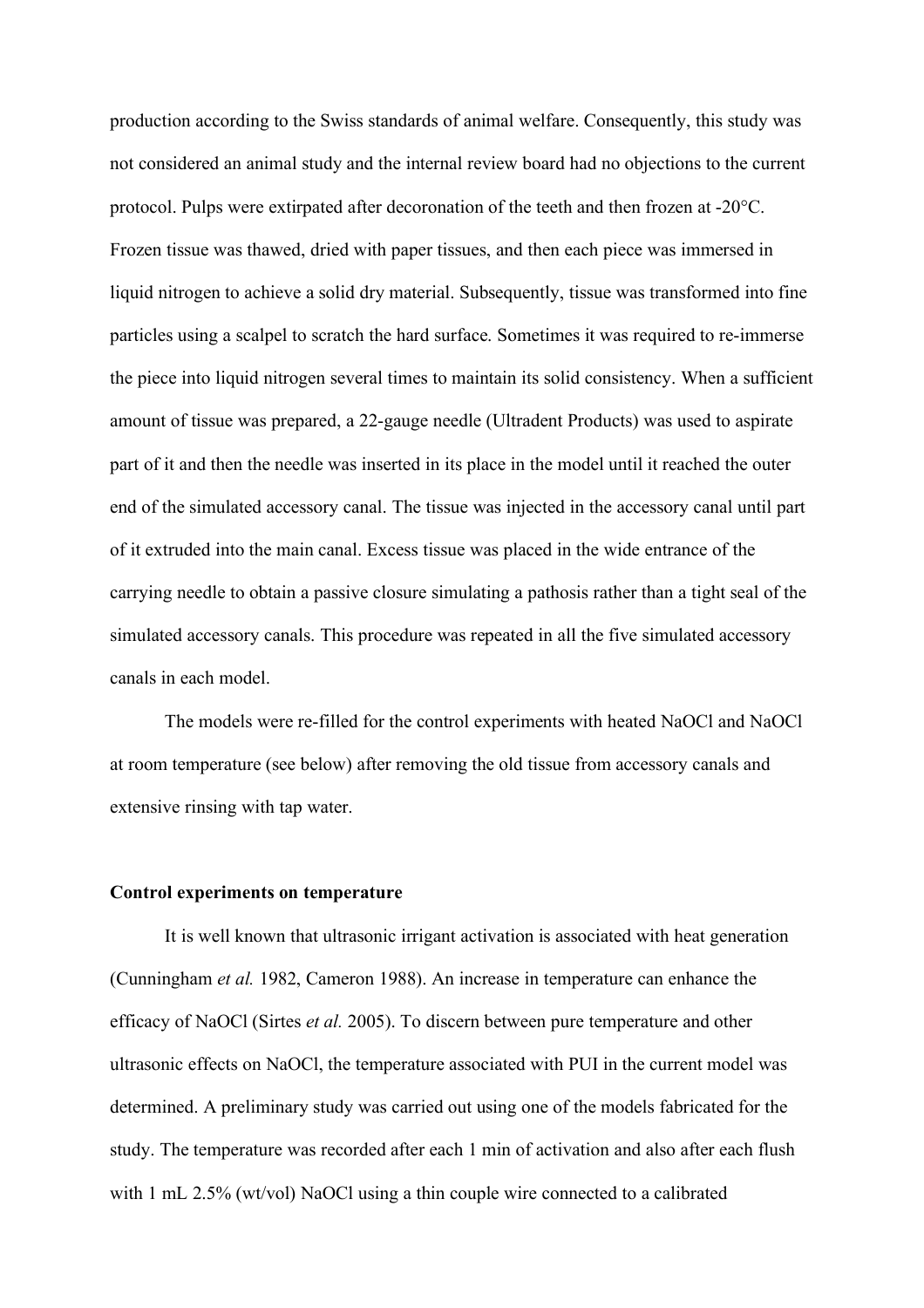production according to the Swiss standards of animal welfare. Consequently, this study was not considered an animal study and the internal review board had no objections to the current protocol. Pulps were extirpated after decoronation of the teeth and then frozen at -20°C. Frozen tissue was thawed, dried with paper tissues, and then each piece was immersed in liquid nitrogen to achieve a solid dry material. Subsequently, tissue was transformed into fine particles using a scalpel to scratch the hard surface. Sometimes it was required to re-immerse the piece into liquid nitrogen several times to maintain its solid consistency. When a sufficient amount of tissue was prepared, a 22-gauge needle (Ultradent Products) was used to aspirate part of it and then the needle was inserted in its place in the model until it reached the outer end of the simulated accessory canal. The tissue was injected in the accessory canal until part of it extruded into the main canal. Excess tissue was placed in the wide entrance of the carrying needle to obtain a passive closure simulating a pathosis rather than a tight seal of the simulated accessory canals. This procedure was repeated in all the five simulated accessory canals in each model.

The models were re-filled for the control experiments with heated NaOCl and NaOCl at room temperature (see below) after removing the old tissue from accessory canals and extensive rinsing with tap water.

**Control experiments on temperature**

It is well known that ultrasonic irrigant activation is associated with heat generation (Cunningham *et al.* 1982, Cameron 1988). An increase in temperature can enhance the efficacy of NaOCl (Sirtes *et al.* 2005). To discern between pure temperature and other ultrasonic effects on NaOCl, the temperature associated with PUI in the current model was determined. A preliminary study was carried out using one of the models fabricated for the study. The temperature was recorded after each 1 min of activation and also after each flush with 1 mL 2.5% (wt/vol) NaOCl using a thin couple wire connected to a calibrated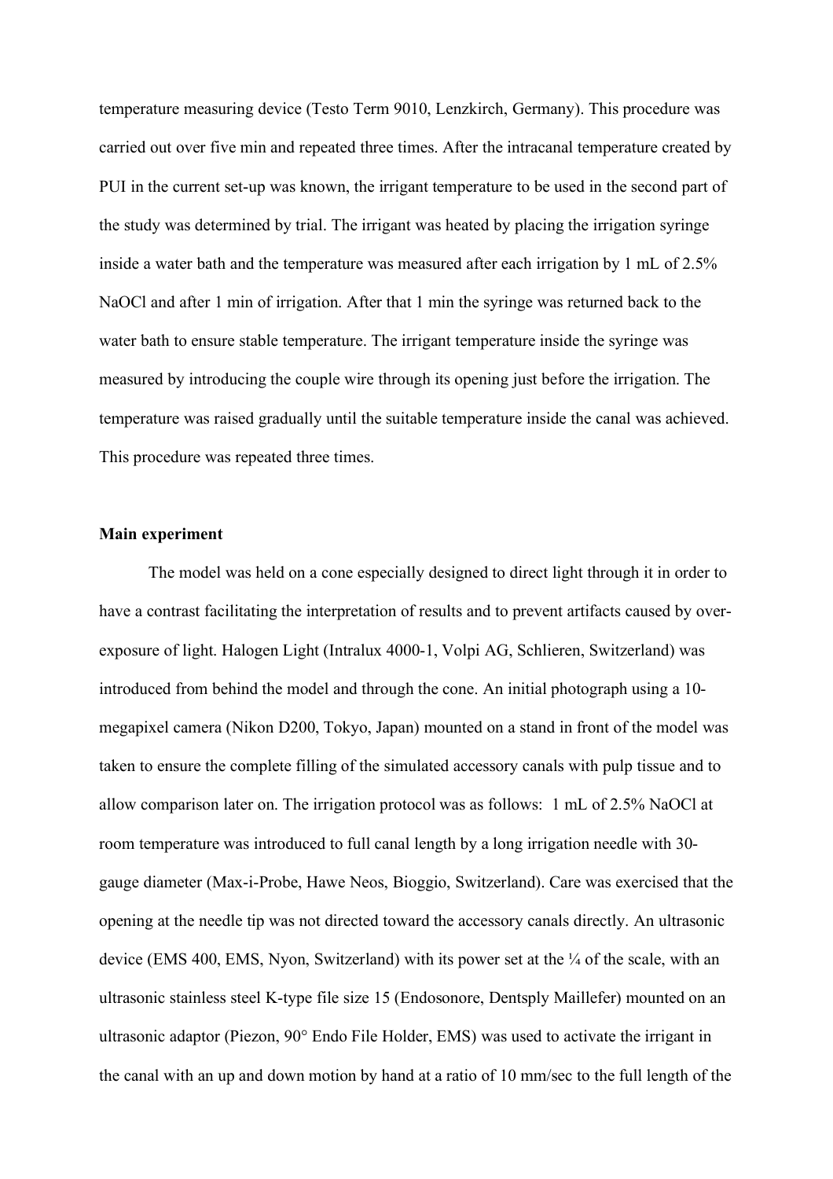temperature measuring device (Testo Term 9010, Lenzkirch, Germany). This procedure was carried out over five min and repeated three times. After the intracanal temperature created by PUI in the current set-up was known, the irrigant temperature to be used in the second part of the study was determined by trial. The irrigant was heated by placing the irrigation syringe inside a water bath and the temperature was measured after each irrigation by 1 mL of 2.5% NaOCl and after 1 min of irrigation. After that 1 min the syringe was returned back to the water bath to ensure stable temperature. The irrigant temperature inside the syringe was measured by introducing the couple wire through its opening just before the irrigation. The temperature was raised gradually until the suitable temperature inside the canal was achieved. This procedure was repeated three times.

**Main experiment**

The model was held on a cone especially designed to direct light through it in order to have a contrast facilitating the interpretation of results and to prevent artifacts caused by over-exposure of light. Halogen Light (Intralux 4000-1, Volpi AG, Schlieren, Switzerland) was introduced from behind the model and through the cone. An initial photograph using a 10-megapixel camera (Nikon D200, Tokyo, Japan) mounted on a stand in front of the model was taken to ensure the complete filling of the simulated accessory canals with pulp tissue and to allow comparison later on. The irrigation protocol was as follows: 1 mL of 2.5% NaOCl at room temperature was introduced to full canal length by a long irrigation needle with 30-gauge diameter (Max-i-Probe, Hawe Neos, Bioggio, Switzerland). Care was exercised that the opening at the needle tip was not directed toward the accessory canals directly. An ultrasonic device (EMS 400, EMS, Nyon, Switzerland) with its power set at the ¼ of the scale, with an ultrasonic stainless steel K-type file size 15 (Endosonore, Dentsply Maillefer) mounted on an ultrasonic adaptor (Piezon, 90° Endo File Holder, EMS) was used to activate the irrigant in the canal with an up and down motion by hand at a ratio of 10 mm/sec to the full length of the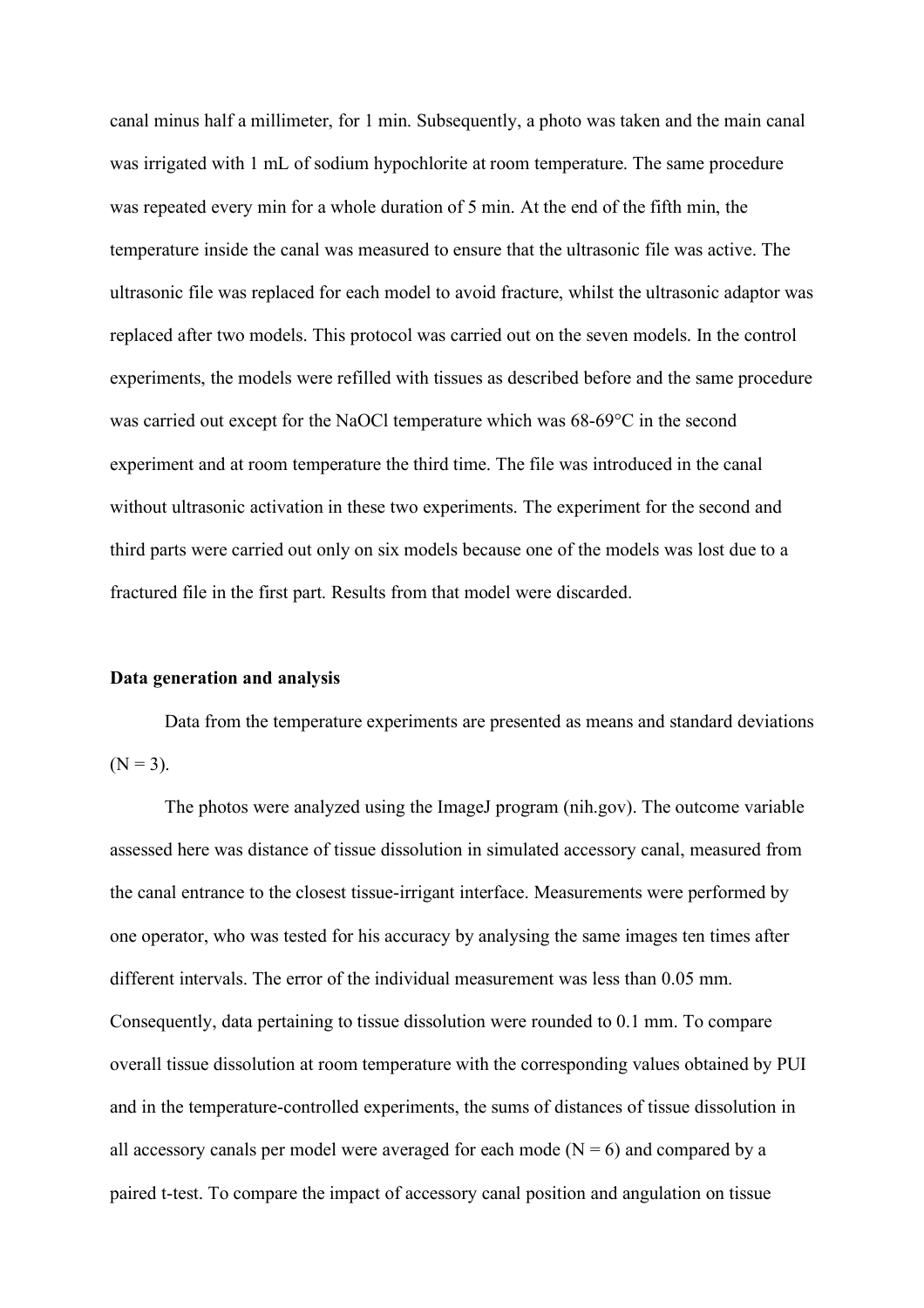canal minus half a millimeter, for 1 min. Subsequently, a photo was taken and the main canal was irrigated with 1 mL of sodium hypochlorite at room temperature. The same procedure was repeated every min for a whole duration of 5 min. At the end of the fifth min, the temperature inside the canal was measured to ensure that the ultrasonic file was active. The ultrasonic file was replaced for each model to avoid fracture, whilst the ultrasonic adaptor was replaced after two models. This protocol was carried out on the seven models. In the control experiments, the models were refilled with tissues as described before and the same procedure was carried out except for the NaOCl temperature which was 68-69°C in the second experiment and at room temperature the third time. The file was introduced in the canal without ultrasonic activation in these two experiments. The experiment for the second and third parts were carried out only on six models because one of the models was lost due to a fractured file in the first part. Results from that model were discarded.

**Data generation and analysis**

Data from the temperature experiments are presented as means and standard deviations ($N = 3$).

The photos were analyzed using the ImageJ program (nih.gov). The outcome variable assessed here was distance of tissue dissolution in simulated accessory canal, measured from the canal entrance to the closest tissue-irrigant interface. Measurements were performed by one operator, who was tested for his accuracy by analysing the same images ten times after different intervals. The error of the individual measurement was less than 0.05 mm. Consequently, data pertaining to tissue dissolution were rounded to 0.1 mm. To compare overall tissue dissolution at room temperature with the corresponding values obtained by PUI and in the temperature-controlled experiments, the sums of distances of tissue dissolution in all accessory canals per model were averaged for each mode ($N = 6$) and compared by a paired t-test. To compare the impact of accessory canal position and angulation on tissue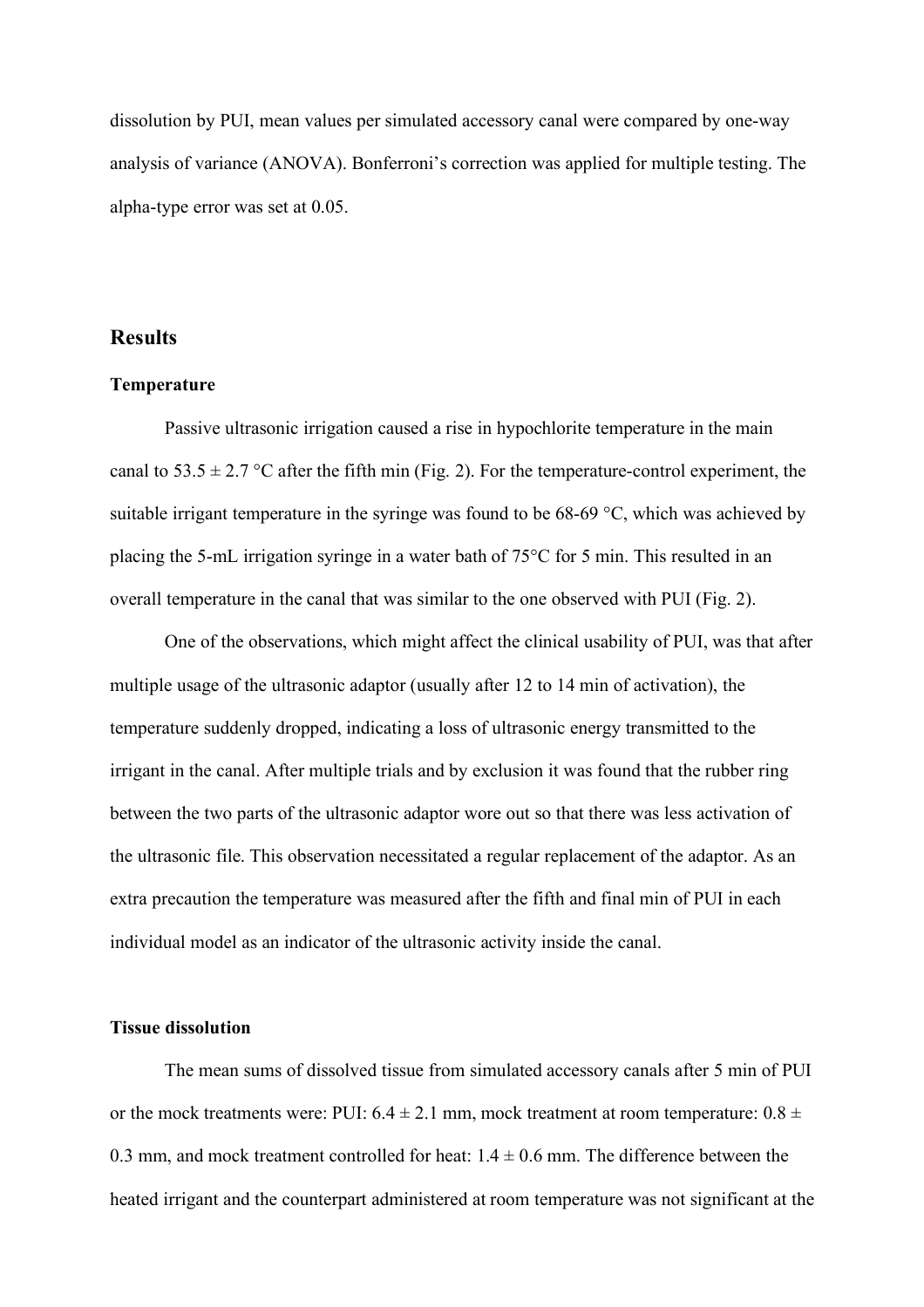dissolution by PUI, mean values per simulated accessory canal were compared by one-way analysis of variance (ANOVA). Bonferroni's correction was applied for multiple testing. The alpha-type error was set at 0.05.

## Results

### Temperature

Passive ultrasonic irrigation caused a rise in hypochlorite temperature in the main canal to 53.5 ± 2.7 °C after the fifth min (Fig. 2). For the temperature-control experiment, the suitable irrigant temperature in the syringe was found to be 68-69 °C, which was achieved by placing the 5-mL irrigation syringe in a water bath of 75°C for 5 min. This resulted in an overall temperature in the canal that was similar to the one observed with PUI (Fig. 2).

One of the observations, which might affect the clinical usability of PUI, was that after multiple usage of the ultrasonic adaptor (usually after 12 to 14 min of activation), the temperature suddenly dropped, indicating a loss of ultrasonic energy transmitted to the irrigant in the canal. After multiple trials and by exclusion it was found that the rubber ring between the two parts of the ultrasonic adaptor wore out so that there was less activation of the ultrasonic file. This observation necessitated a regular replacement of the adaptor. As an extra precaution the temperature was measured after the fifth and final min of PUI in each individual model as an indicator of the ultrasonic activity inside the canal.

### Tissue dissolution

The mean sums of dissolved tissue from simulated accessory canals after 5 min of PUI or the mock treatments were: PUI: 6.4 ± 2.1 mm, mock treatment at room temperature: 0.8 ± 0.3 mm, and mock treatment controlled for heat: 1.4 ± 0.6 mm. The difference between the heated irrigant and the counterpart administered at room temperature was not significant at the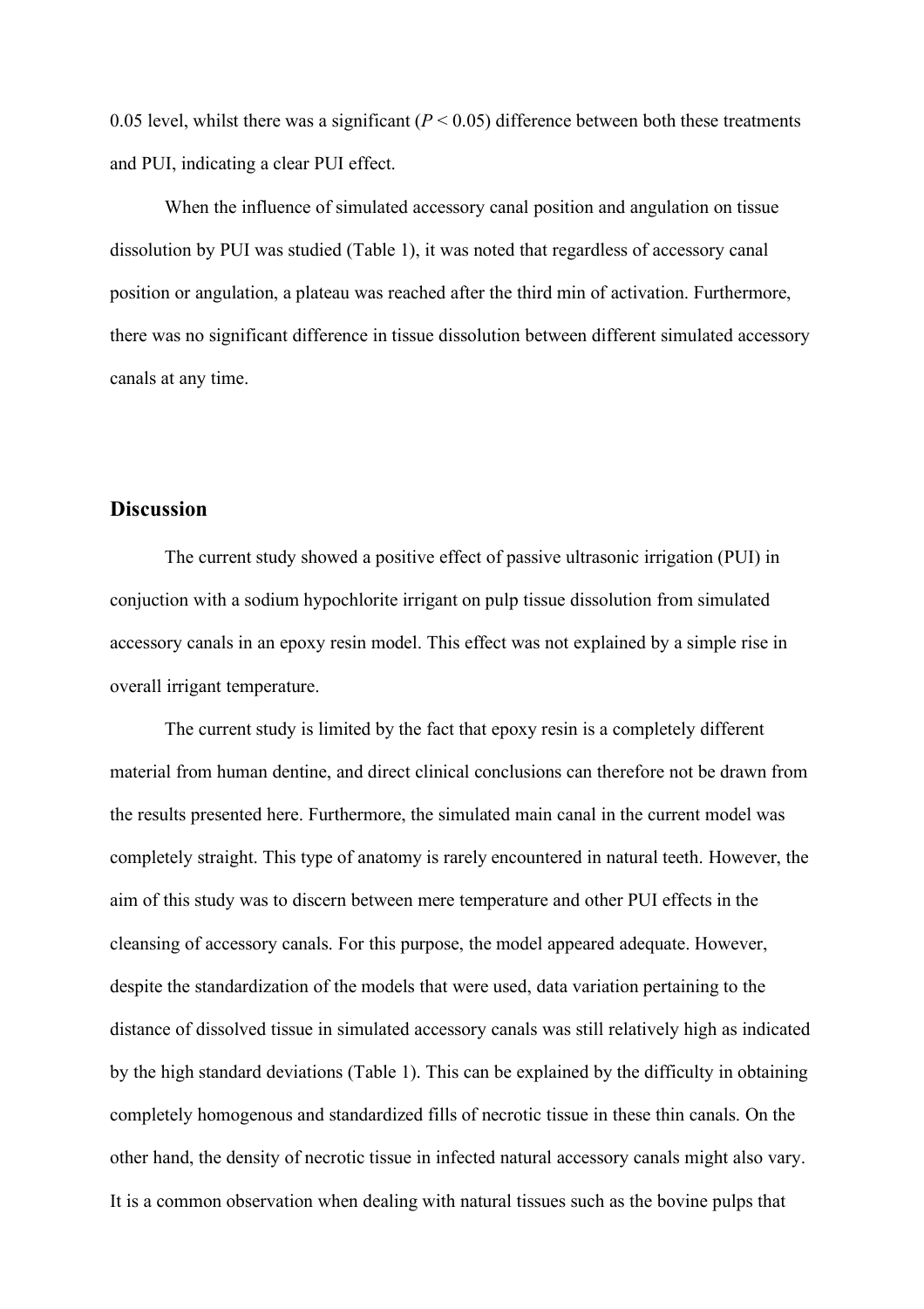0.05 level, whilst there was a significant ($P < 0.05$) difference between both these treatments and PUI, indicating a clear PUI effect.

When the influence of simulated accessory canal position and angulation on tissue dissolution by PUI was studied (Table 1), it was noted that regardless of accessory canal position or angulation, a plateau was reached after the third min of activation. Furthermore, there was no significant difference in tissue dissolution between different simulated accessory canals at any time.

## Discussion

The current study showed a positive effect of passive ultrasonic irrigation (PUI) in conjuction with a sodium hypochlorite irrigant on pulp tissue dissolution from simulated accessory canals in an epoxy resin model. This effect was not explained by a simple rise in overall irrigant temperature.

The current study is limited by the fact that epoxy resin is a completely different material from human dentine, and direct clinical conclusions can therefore not be drawn from the results presented here. Furthermore, the simulated main canal in the current model was completely straight. This type of anatomy is rarely encountered in natural teeth. However, the aim of this study was to discern between mere temperature and other PUI effects in the cleansing of accessory canals. For this purpose, the model appeared adequate. However, despite the standardization of the models that were used, data variation pertaining to the distance of dissolved tissue in simulated accessory canals was still relatively high as indicated by the high standard deviations (Table 1). This can be explained by the difficulty in obtaining completely homogenous and standardized fills of necrotic tissue in these thin canals. On the other hand, the density of necrotic tissue in infected natural accessory canals might also vary. It is a common observation when dealing with natural tissues such as the bovine pulps that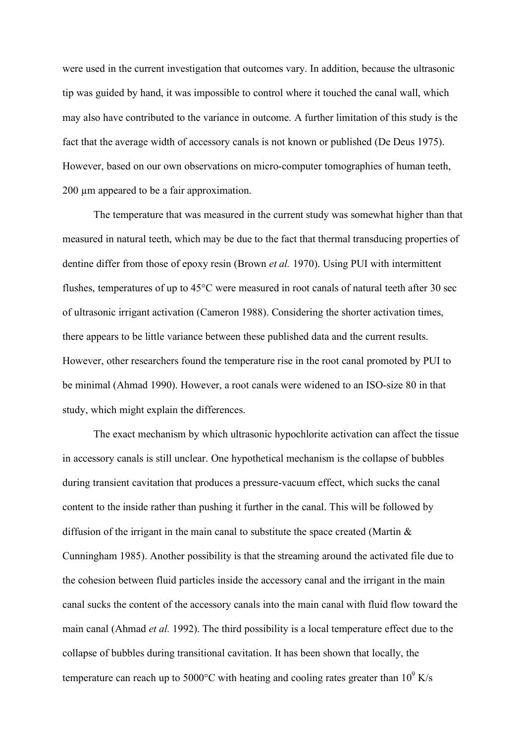were used in the current investigation that outcomes vary. In addition, because the ultrasonic tip was guided by hand, it was impossible to control where it touched the canal wall, which may also have contributed to the variance in outcome. A further limitation of this study is the fact that the average width of accessory canals is not known or published (De Deus 1975). However, based on our own observations on micro-computer tomographies of human teeth, 200 µm appeared to be a fair approximation.

The temperature that was measured in the current study was somewhat higher than that measured in natural teeth, which may be due to the fact that thermal transducing properties of dentine differ from those of epoxy resin (Brown *et al.* 1970). Using PUI with intermittent flushes, temperatures of up to 45°C were measured in root canals of natural teeth after 30 sec of ultrasonic irrigant activation (Cameron 1988). Considering the shorter activation times, there appears to be little variance between these published data and the current results. However, other researchers found the temperature rise in the root canal promoted by PUI to be minimal (Ahmad 1990). However, a root canals were widened to an ISO-size 80 in that study, which might explain the differences.

The exact mechanism by which ultrasonic hypochlorite activation can affect the tissue in accessory canals is still unclear. One hypothetical mechanism is the collapse of bubbles during transient cavitation that produces a pressure-vacuum effect, which sucks the canal content to the inside rather than pushing it further in the canal. This will be followed by diffusion of the irrigant in the main canal to substitute the space created (Martin & Cunningham 1985). Another possibility is that the streaming around the activated file due to the cohesion between fluid particles inside the accessory canal and the irrigant in the main canal sucks the content of the accessory canals into the main canal with fluid flow toward the main canal (Ahmad *et al.* 1992). The third possibility is a local temperature effect due to the collapse of bubbles during transitional cavitation. It has been shown that locally, the temperature can reach up to 5000°C with heating and cooling rates greater than $10^9$ K/s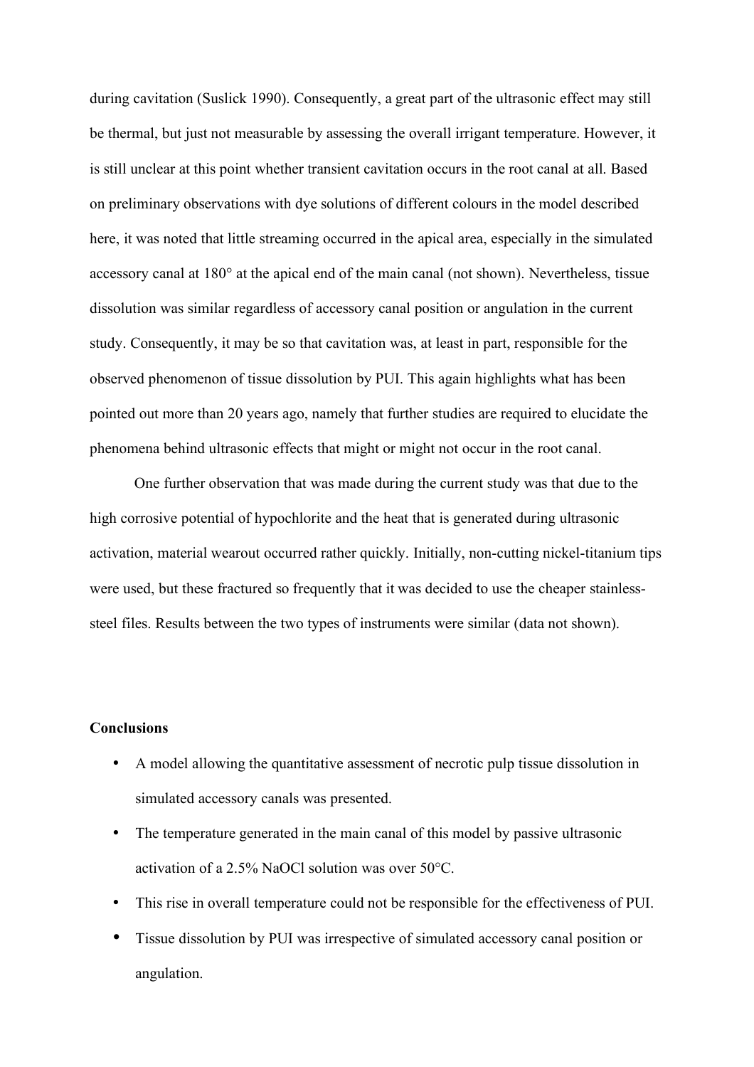during cavitation (Suslick 1990). Consequently, a great part of the ultrasonic effect may still be thermal, but just not measurable by assessing the overall irrigant temperature. However, it is still unclear at this point whether transient cavitation occurs in the root canal at all. Based on preliminary observations with dye solutions of different colours in the model described here, it was noted that little streaming occurred in the apical area, especially in the simulated accessory canal at 180° at the apical end of the main canal (not shown). Nevertheless, tissue dissolution was similar regardless of accessory canal position or angulation in the current study. Consequently, it may be so that cavitation was, at least in part, responsible for the observed phenomenon of tissue dissolution by PUI. This again highlights what has been pointed out more than 20 years ago, namely that further studies are required to elucidate the phenomena behind ultrasonic effects that might or might not occur in the root canal.

One further observation that was made during the current study was that due to the high corrosive potential of hypochlorite and the heat that is generated during ultrasonic activation, material wearout occurred rather quickly. Initially, non-cutting nickel-titanium tips were used, but these fractured so frequently that it was decided to use the cheaper stainless-steel files. Results between the two types of instruments were similar (data not shown).

**Conclusions**

- A model allowing the quantitative assessment of necrotic pulp tissue dissolution in simulated accessory canals was presented.
- The temperature generated in the main canal of this model by passive ultrasonic activation of a 2.5% NaOCl solution was over 50°C.
- This rise in overall temperature could not be responsible for the effectiveness of PUI.
- Tissue dissolution by PUI was irrespective of simulated accessory canal position or angulation.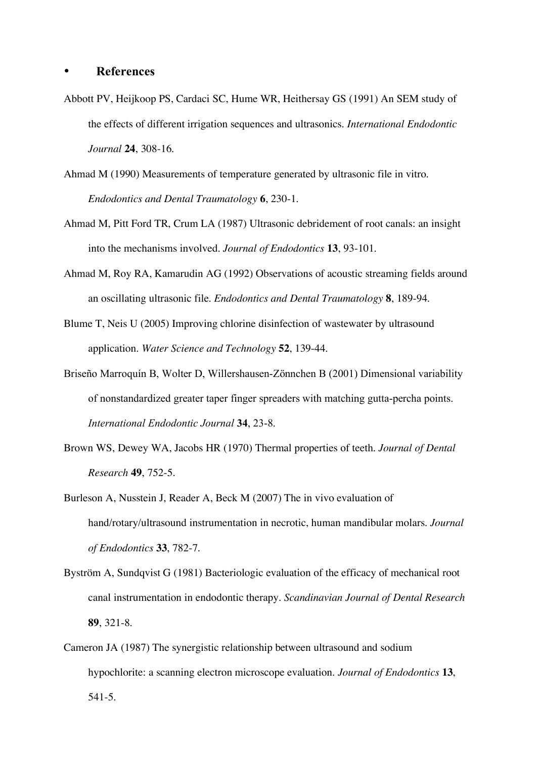# References

Abbott PV, Heijkoop PS, Cardaci SC, Hume WR, Heithersay GS (1991) An SEM study of the effects of different irrigation sequences and ultrasonics. *International Endodontic Journal* **24**, 308-16.

Ahmad M (1990) Measurements of temperature generated by ultrasonic file in vitro. *Endodontics and Dental Traumatology* **6**, 230-1.

Ahmad M, Pitt Ford TR, Crum LA (1987) Ultrasonic debridement of root canals: an insight into the mechanisms involved. *Journal of Endodontics* **13**, 93-101.

Ahmad M, Roy RA, Kamarudin AG (1992) Observations of acoustic streaming fields around an oscillating ultrasonic file. *Endodontics and Dental Traumatology* **8**, 189-94.

Blume T, Neis U (2005) Improving chlorine disinfection of wastewater by ultrasound application. *Water Science and Technology* **52**, 139-44.

Briseño Marroquín B, Wolter D, Willershausen-Zönnchen B (2001) Dimensional variability of nonstandardized greater taper finger spreaders with matching gutta-percha points. *International Endodontic Journal* **34**, 23-8.

Brown WS, Dewey WA, Jacobs HR (1970) Thermal properties of teeth. *Journal of Dental Research* **49**, 752-5.

Burleson A, Nusstein J, Reader A, Beck M (2007) The in vivo evaluation of hand/rotary/ultrasound instrumentation in necrotic, human mandibular molars. *Journal of Endodontics* **33**, 782-7.

Byström A, Sundqvist G (1981) Bacteriologic evaluation of the efficacy of mechanical root canal instrumentation in endodontic therapy. *Scandinavian Journal of Dental Research* **89**, 321-8.

Cameron JA (1987) The synergistic relationship between ultrasound and sodium hypochlorite: a scanning electron microscope evaluation. *Journal of Endodontics* **13**, 541-5.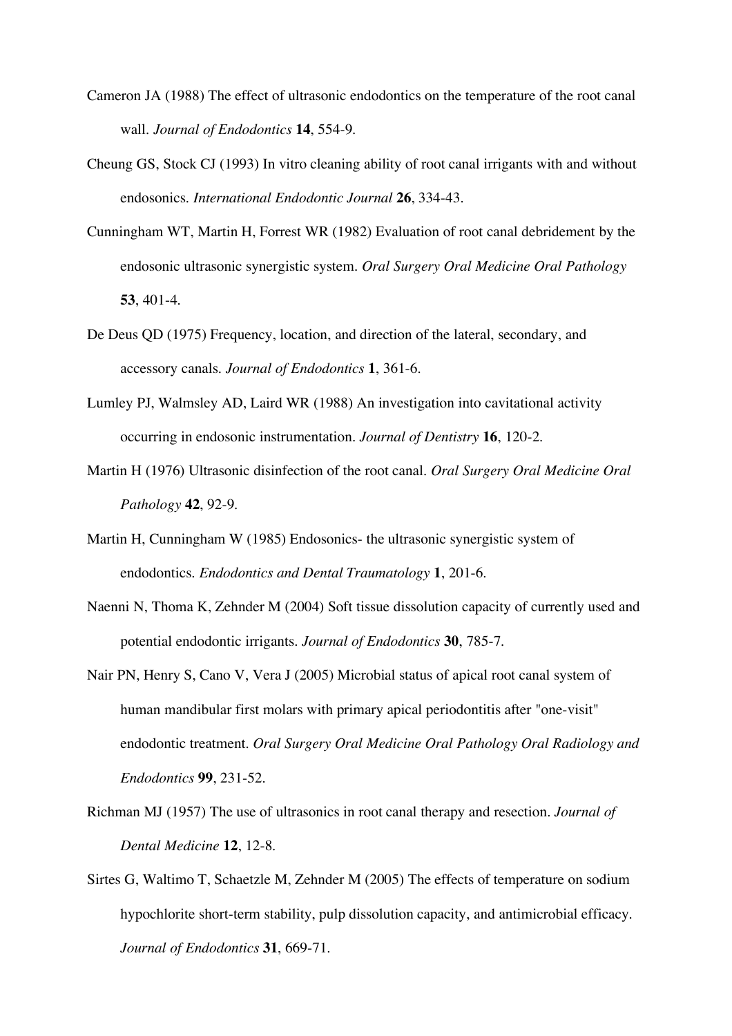Cameron JA (1988) The effect of ultrasonic endodontics on the temperature of the root canal wall. *Journal of Endodontics* **14**, 554-9.

Cheung GS, Stock CJ (1993) In vitro cleaning ability of root canal irrigants with and without endosonics. *International Endodontic Journal* **26**, 334-43.

Cunningham WT, Martin H, Forrest WR (1982) Evaluation of root canal debridement by the endosonic ultrasonic synergistic system. *Oral Surgery Oral Medicine Oral Pathology* **53**, 401-4.

De Deus QD (1975) Frequency, location, and direction of the lateral, secondary, and accessory canals. *Journal of Endodontics* **1**, 361-6.

Lumley PJ, Walmsley AD, Laird WR (1988) An investigation into cavitational activity occurring in endosonic instrumentation. *Journal of Dentistry* **16**, 120-2.

Martin H (1976) Ultrasonic disinfection of the root canal. *Oral Surgery Oral Medicine Oral Pathology* **42**, 92-9.

Martin H, Cunningham W (1985) Endosonics- the ultrasonic synergistic system of endodontics. *Endodontics and Dental Traumatology* **1**, 201-6.

Naenni N, Thoma K, Zehnder M (2004) Soft tissue dissolution capacity of currently used and potential endodontic irrigants. *Journal of Endodontics* **30**, 785-7.

Nair PN, Henry S, Cano V, Vera J (2005) Microbial status of apical root canal system of human mandibular first molars with primary apical periodontitis after "one-visit" endodontic treatment. *Oral Surgery Oral Medicine Oral Pathology Oral Radiology and Endodontics* **99**, 231-52.

Richman MJ (1957) The use of ultrasonics in root canal therapy and resection. *Journal of Dental Medicine* **12**, 12-8.

Sirtes G, Waltimo T, Schaetzle M, Zehnder M (2005) The effects of temperature on sodium hypochlorite short-term stability, pulp dissolution capacity, and antimicrobial efficacy. *Journal of Endodontics* **31**, 669-71.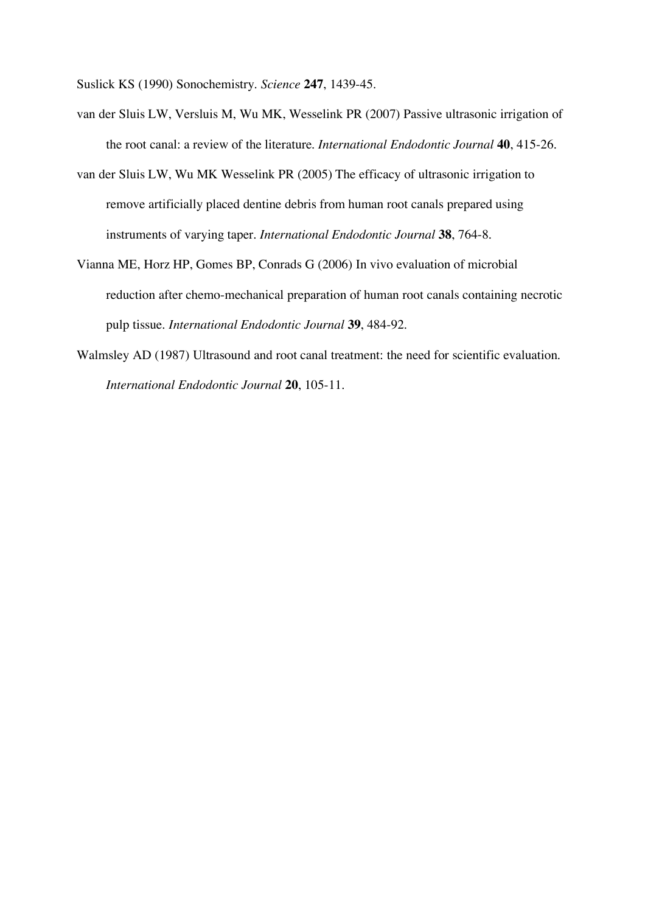Suslick KS (1990) Sonochemistry. *Science* **247**, 1439-45.

van der Sluis LW, Versluis M, Wu MK, Wesselink PR (2007) Passive ultrasonic irrigation of the root canal: a review of the literature. *International Endodontic Journal* **40**, 415-26.

van der Sluis LW, Wu MK Wesselink PR (2005) The efficacy of ultrasonic irrigation to remove artificially placed dentine debris from human root canals prepared using instruments of varying taper. *International Endodontic Journal* **38**, 764-8.

Vianna ME, Horz HP, Gomes BP, Conrads G (2006) In vivo evaluation of microbial reduction after chemo-mechanical preparation of human root canals containing necrotic pulp tissue. *International Endodontic Journal* **39**, 484-92.

Walmsley AD (1987) Ultrasound and root canal treatment: the need for scientific evaluation. *International Endodontic Journal* **20**, 105-11.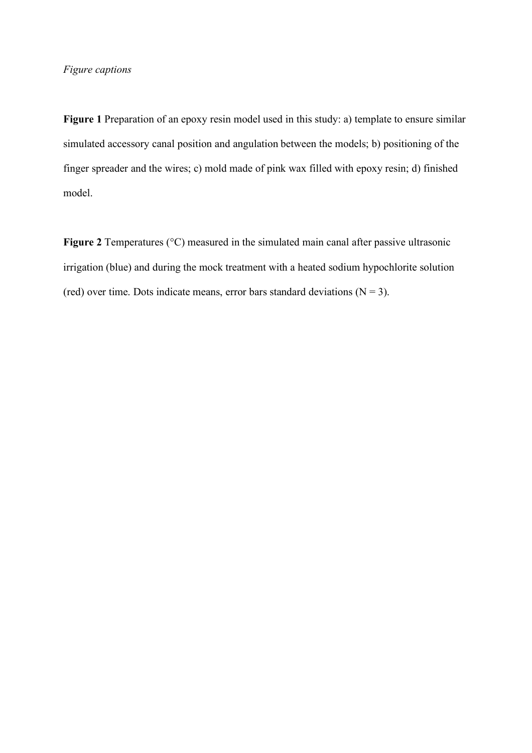*Figure captions*

**Figure 1** Preparation of an epoxy resin model used in this study: a) template to ensure similar simulated accessory canal position and angulation between the models; b) positioning of the finger spreader and the wires; c) mold made of pink wax filled with epoxy resin; d) finished model.

**Figure 2** Temperatures (°C) measured in the simulated main canal after passive ultrasonic irrigation (blue) and during the mock treatment with a heated sodium hypochlorite solution (red) over time. Dots indicate means, error bars standard deviations ($N = 3$).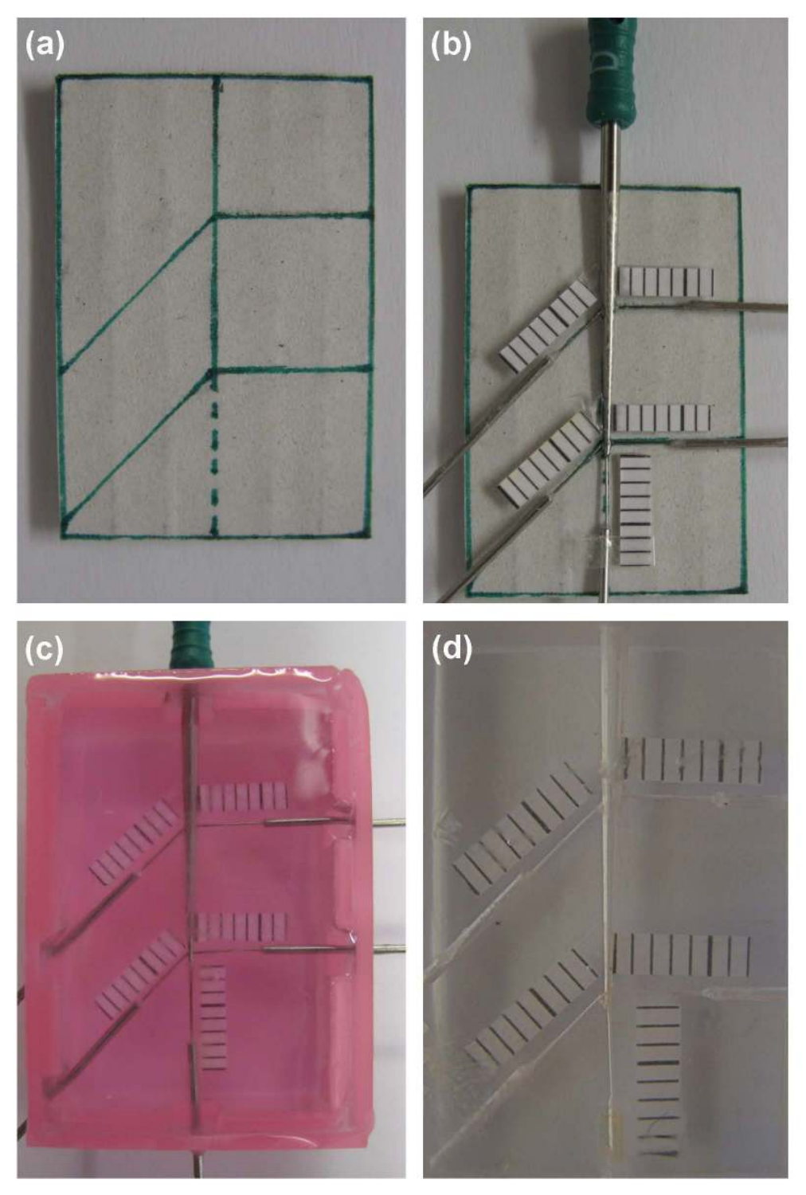(a)

(b)

(c)

(d)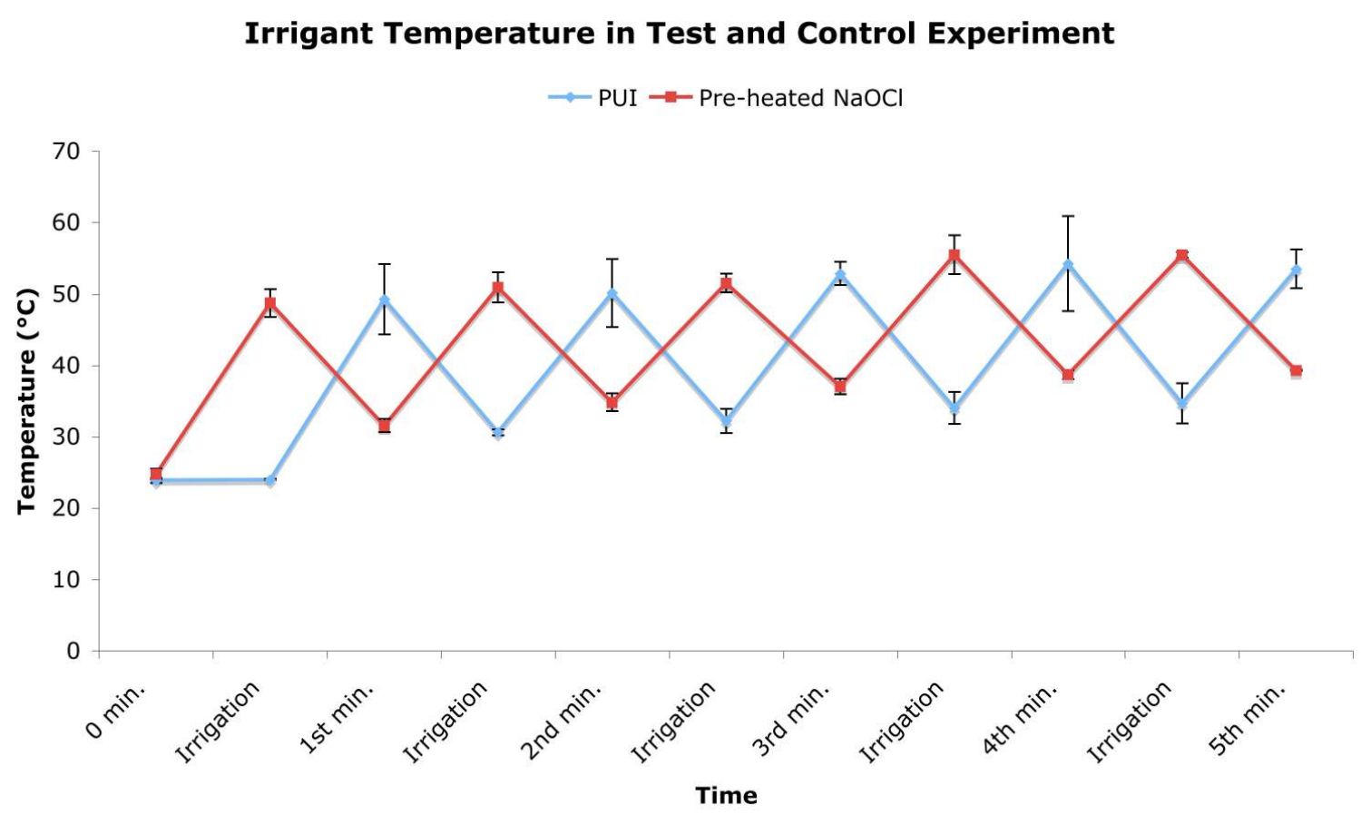Irrigant Temperature in Test and Control Experiment

PUI
Pre-heated NaOCl

Temperature (°C)

70
60
50
40
30
20
10
0

0 min.
Irrigation
1st min.
Irrigation
2nd min.
Irrigation
3rd min.
Irrigation
4th min.
Irrigation
5th min.

Time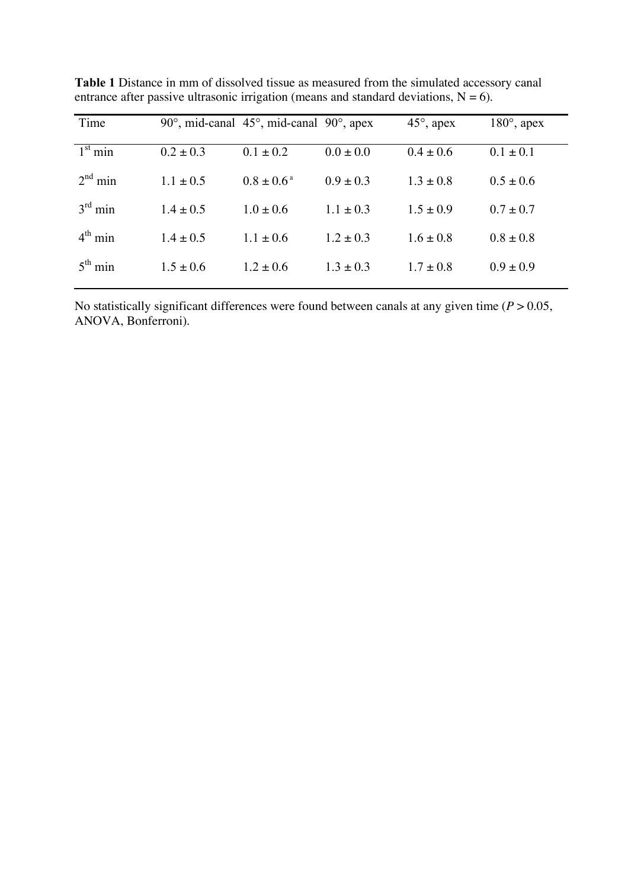**Table 1** Distance in mm of dissolved tissue as measured from the simulated accessory canal entrance after passive ultrasonic irrigation (means and standard deviations, N = 6).

| Time | 90°, mid-canal | 45°, mid-canal | 90°, apex | 45°, apex | 180°, apex |
|---|---|---|---|---|---|
| 1st min | 0.2 ± 0.3 | 0.1 ± 0.2 | 0.0 ± 0.0 | 0.4 ± 0.6 | 0.1 ± 0.1 |
| 2nd min | 1.1 ± 0.5 | 0.8 ± 0.6 [a] | 0.9 ± 0.3 | 1.3 ± 0.8 | 0.5 ± 0.6 |
| 3rd min | 1.4 ± 0.5 | 1.0 ± 0.6 | 1.1 ± 0.3 | 1.5 ± 0.9 | 0.7 ± 0.7 |
| 4th min | 1.4 ± 0.5 | 1.1 ± 0.6 | 1.2 ± 0.3 | 1.6 ± 0.8 | 0.8 ± 0.8 |
| 5th min | 1.5 ± 0.6 | 1.2 ± 0.6 | 1.3 ± 0.3 | 1.7 ± 0.8 | 0.9 ± 0.9 |

No statistically significant differences were found between canals at any given time ($P > 0.05$, ANOVA, Bonferroni).